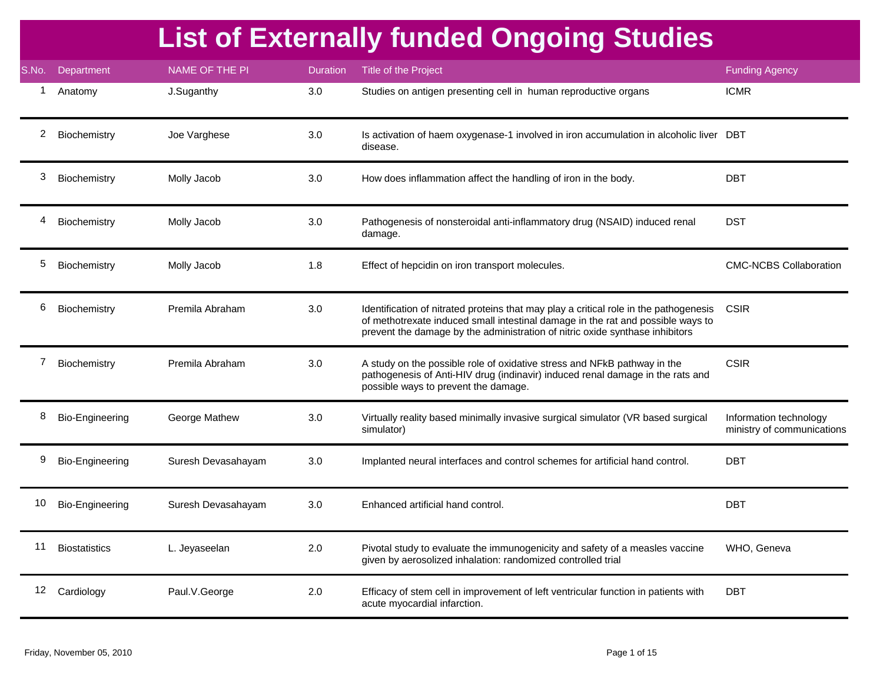# List of Externally funded Ongoing Studies

| S.No. | Department | NAME OF THE PI | Duration | Title of the Project | Funding Agency |
|---|---|---|---|---|---|
| 1 | Anatomy | J.Suganthy | 3.0 | Studies on antigen presenting cell in human reproductive organs | ICMR |
| 2 | Biochemistry | Joe Varghese | 3.0 | Is activation of haem oxygenase-1 involved in iron accumulation in alcoholic liver disease. | DBT |
| 3 | Biochemistry | Molly Jacob | 3.0 | How does inflammation affect the handling of iron in the body. | DBT |
| 4 | Biochemistry | Molly Jacob | 3.0 | Pathogenesis of nonsteroidal anti-inflammatory drug (NSAID) induced renal damage. | DST |
| 5 | Biochemistry | Molly Jacob | 1.8 | Effect of hepcidin on iron transport molecules. | CMC-NCBS Collaboration |
| 6 | Biochemistry | Premila Abraham | 3.0 | Identification of nitrated proteins that may play a critical role in the pathogenesis of methotrexate induced small intestinal damage in the rat and possible ways to prevent the damage by the administration of nitric oxide synthase inhibitors | CSIR |
| 7 | Biochemistry | Premila Abraham | 3.0 | A study on the possible role of oxidative stress and NFkB pathway in the pathogenesis of Anti-HIV drug (indinavir) induced renal damage in the rats and possible ways to prevent the damage. | CSIR |
| 8 | Bio-Engineering | George Mathew | 3.0 | Virtually reality based minimally invasive surgical simulator (VR based surgical simulator) | Information technology ministry of communications |
| 9 | Bio-Engineering | Suresh Devasahayam | 3.0 | Implanted neural interfaces and control schemes for artificial hand control. | DBT |
| 10 | Bio-Engineering | Suresh Devasahayam | 3.0 | Enhanced artificial hand control. | DBT |
| 11 | Biostatistics | L. Jeyaseelan | 2.0 | Pivotal study to evaluate the immunogenicity and safety of a measles vaccine given by aerosolized inhalation: randomized controlled trial | WHO, Geneva |
| 12 | Cardiology | Paul.V.George | 2.0 | Efficacy of stem cell in improvement of left ventricular function in patients with acute myocardial infarction. | DBT |

Friday, November 05, 2010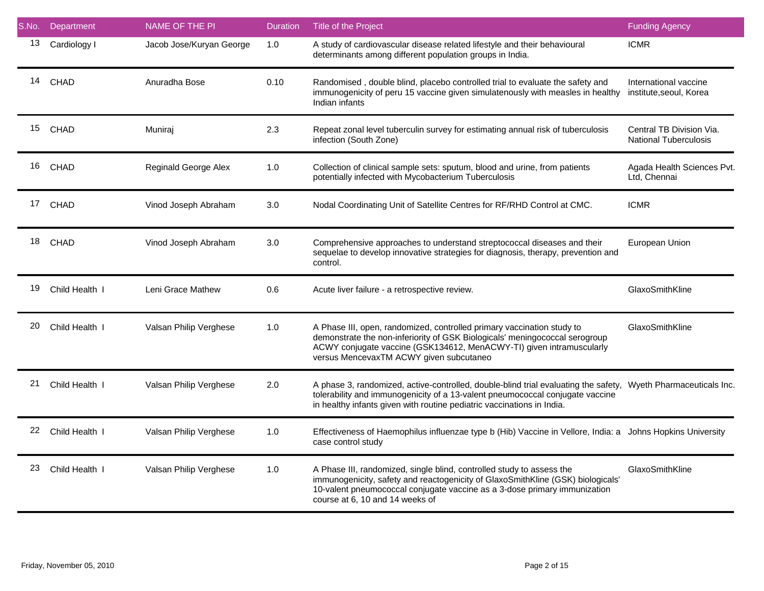| S.No. | Department | NAME OF THE PI | Duration | Title of the Project | Funding Agency |
|---|---|---|---|---|---|
| 13 | Cardiology I | Jacob Jose/Kuryan George | 1.0 | A study of cardiovascular disease related lifestyle and their behavioural determinants among different population groups in India. | ICMR |
| 14 | CHAD | Anuradha Bose | 0.10 | Randomised , double blind, placebo controlled trial to evaluate the safety and immunogenicity of peru 15 vaccine given simulatenously with measles in healthy Indian infants | International vaccine institute,seoul, Korea |
| 15 | CHAD | Muniraj | 2.3 | Repeat zonal level tuberculin survey for estimating annual risk of tuberculosis infection (South Zone) | Central TB Division Via. National Tuberculosis |
| 16 | CHAD | Reginald George Alex | 1.0 | Collection of clinical sample sets: sputum, blood and urine, from patients potentially infected with Mycobacterium Tuberculosis | Agada Health Sciences Pvt. Ltd, Chennai |
| 17 | CHAD | Vinod Joseph Abraham | 3.0 | Nodal Coordinating Unit of Satellite Centres for RF/RHD Control at CMC. | ICMR |
| 18 | CHAD | Vinod Joseph Abraham | 3.0 | Comprehensive approaches to understand streptococcal diseases and their sequelae to develop innovative strategies for diagnosis, therapy, prevention and control. | European Union |
| 19 | Child Health I | Leni Grace Mathew | 0.6 | Acute liver failure - a retrospective review. | GlaxoSmithKline |
| 20 | Child Health I | Valsan Philip Verghese | 1.0 | A Phase III, open, randomized, controlled primary vaccination study to demonstrate the non-inferiority of GSK Biologicals' meningococcal serogroup ACWY conjugate vaccine (GSK134612, MenACWY-TI) given intramuscularly versus MencevaxTM ACWY given subcutaneo | GlaxoSmithKline |
| 21 | Child Health I | Valsan Philip Verghese | 2.0 | A phase 3, randomized, active-controlled, double-blind trial evaluating the safety, tolerability and immunogenicity of a 13-valent pneumococcal conjugate vaccine in healthy infants given with routine pediatric vaccinations in India. | Wyeth Pharmaceuticals Inc. |
| 22 | Child Health I | Valsan Philip Verghese | 1.0 | Effectiveness of Haemophilus influenzae type b (Hib) Vaccine in Vellore, India: a case control study | Johns Hopkins University |
| 23 | Child Health I | Valsan Philip Verghese | 1.0 | A Phase III, randomized, single blind, controlled study to assess the immunogenicity, safety and reactogenicity of GlaxoSmithKline (GSK) biologicals' 10-valent pneumococcal conjugate vaccine as a 3-dose primary immunization course at 6, 10 and 14 weeks of | GlaxoSmithKline |

Friday, November 05, 2010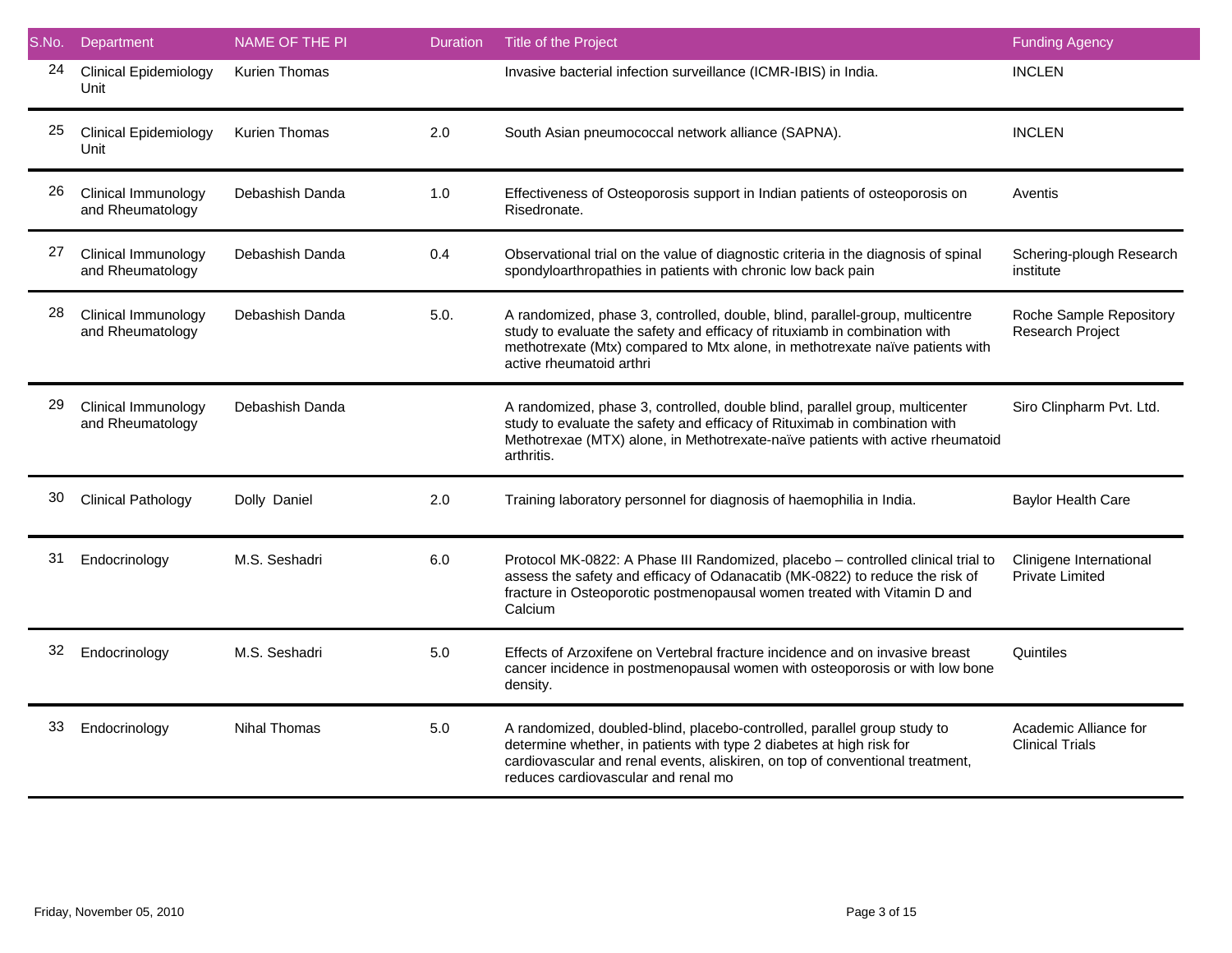| S.No. | Department | NAME OF THE PI | Duration | Title of the Project | Funding Agency |
|---|---|---|---|---|---|
| 24 | Clinical Epidemiology Unit | Kurien Thomas | | Invasive bacterial infection surveillance (ICMR-IBIS) in India. | INCLEN |
| 25 | Clinical Epidemiology Unit | Kurien Thomas | 2.0 | South Asian pneumococcal network alliance (SAPNA). | INCLEN |
| 26 | Clinical Immunology and Rheumatology | Debashish Danda | 1.0 | Effectiveness of Osteoporosis support in Indian patients of osteoporosis on Risedronate. | Aventis |
| 27 | Clinical Immunology and Rheumatology | Debashish Danda | 0.4 | Observational trial on the value of diagnostic criteria in the diagnosis of spinal spondyloarthropathies in patients with chronic low back pain | Schering-plough Research institute |
| 28 | Clinical Immunology and Rheumatology | Debashish Danda | 5.0. | A randomized, phase 3, controlled, double, blind, parallel-group, multicentre study to evaluate the safety and efficacy of rituxiamb in combination with methotrexate (Mtx) compared to Mtx alone, in methotrexate naïve patients with active rheumatoid arthri | Roche Sample Repository Research Project |
| 29 | Clinical Immunology and Rheumatology | Debashish Danda | | A randomized, phase 3, controlled, double blind, parallel group, multicenter study to evaluate the safety and efficacy of Rituximab in combination with Methotrexae (MTX) alone, in Methotrexate-naïve patients with active rheumatoid arthritis. | Siro Clinpharm Pvt. Ltd. |
| 30 | Clinical Pathology | Dolly Daniel | 2.0 | Training laboratory personnel for diagnosis of haemophilia in India. | Baylor Health Care |
| 31 | Endocrinology | M.S. Seshadri | 6.0 | Protocol MK-0822: A Phase III Randomized, placebo – controlled clinical trial to assess the safety and efficacy of Odanacatib (MK-0822) to reduce the risk of fracture in Osteoporotic postmenopausal women treated with Vitamin D and Calcium | Clinigene International Private Limited |
| 32 | Endocrinology | M.S. Seshadri | 5.0 | Effects of Arzoxifene on Vertebral fracture incidence and on invasive breast cancer incidence in postmenopausal women with osteoporosis or with low bone density. | Quintiles |
| 33 | Endocrinology | Nihal Thomas | 5.0 | A randomized, doubled-blind, placebo-controlled, parallel group study to determine whether, in patients with type 2 diabetes at high risk for cardiovascular and renal events, aliskiren, on top of conventional treatment, reduces cardiovascular and renal mo | Academic Alliance for Clinical Trials |

Friday, November 05, 2010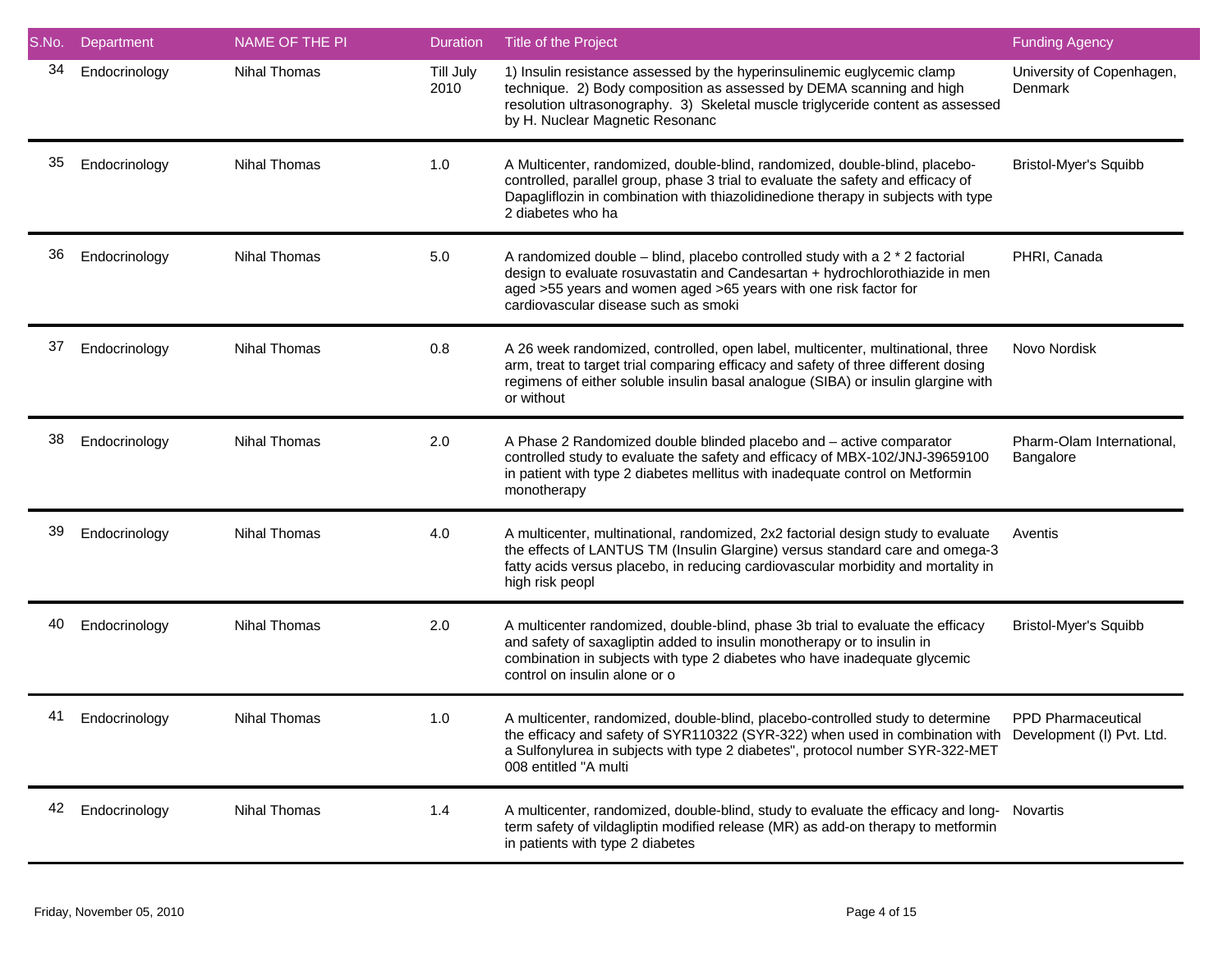| S.No. | Department | NAME OF THE PI | Duration | Title of the Project | Funding Agency |
|---|---|---|---|---|---|
| 34 | Endocrinology | Nihal Thomas | Till July 2010 | 1) Insulin resistance assessed by the hyperinsulinemic euglycemic clamp technique. 2) Body composition as assessed by DEMA scanning and high resolution ultrasonography. 3) Skeletal muscle triglyceride content as assessed by H. Nuclear Magnetic Resonanc | University of Copenhagen, Denmark |
| 35 | Endocrinology | Nihal Thomas | 1.0 | A Multicenter, randomized, double-blind, randomized, double-blind, placebo-controlled, parallel group, phase 3 trial to evaluate the safety and efficacy of Dapagliflozin in combination with thiazolidinedione therapy in subjects with type 2 diabetes who ha | Bristol-Myer's Squibb |
| 36 | Endocrinology | Nihal Thomas | 5.0 | A randomized double – blind, placebo controlled study with a 2 * 2 factorial design to evaluate rosuvastatin and Candesartan + hydrochlorothiazide in men aged >55 years and women aged >65 years with one risk factor for cardiovascular disease such as smoki | PHRI, Canada |
| 37 | Endocrinology | Nihal Thomas | 0.8 | A 26 week randomized, controlled, open label, multicenter, multinational, three arm, treat to target trial comparing efficacy and safety of three different dosing regimens of either soluble insulin basal analogue (SIBA) or insulin glargine with or without | Novo Nordisk |
| 38 | Endocrinology | Nihal Thomas | 2.0 | A Phase 2 Randomized double blinded placebo and – active comparator controlled study to evaluate the safety and efficacy of MBX-102/JNJ-39659100 in patient with type 2 diabetes mellitus with inadequate control on Metformin monotherapy | Pharm-Olam International, Bangalore |
| 39 | Endocrinology | Nihal Thomas | 4.0 | A multicenter, multinational, randomized, 2x2 factorial design study to evaluate the effects of LANTUS TM (Insulin Glargine) versus standard care and omega-3 fatty acids versus placebo, in reducing cardiovascular morbidity and mortality in high risk peopl | Aventis |
| 40 | Endocrinology | Nihal Thomas | 2.0 | A multicenter randomized, double-blind, phase 3b trial to evaluate the efficacy and safety of saxagliptin added to insulin monotherapy or to insulin in combination in subjects with type 2 diabetes who have inadequate glycemic control on insulin alone or o | Bristol-Myer's Squibb |
| 41 | Endocrinology | Nihal Thomas | 1.0 | A multicenter, randomized, double-blind, placebo-controlled study to determine the efficacy and safety of SYR110322 (SYR-322) when used in combination with a Sulfonylurea in subjects with type 2 diabetes", protocol number SYR-322-MET 008 entitled "A multi | PPD Pharmaceutical Development (I) Pvt. Ltd. |
| 42 | Endocrinology | Nihal Thomas | 1.4 | A multicenter, randomized, double-blind, study to evaluate the efficacy and long-term safety of vildagliptin modified release (MR) as add-on therapy to metformin in patients with type 2 diabetes | Novartis |

Friday, November 05, 2010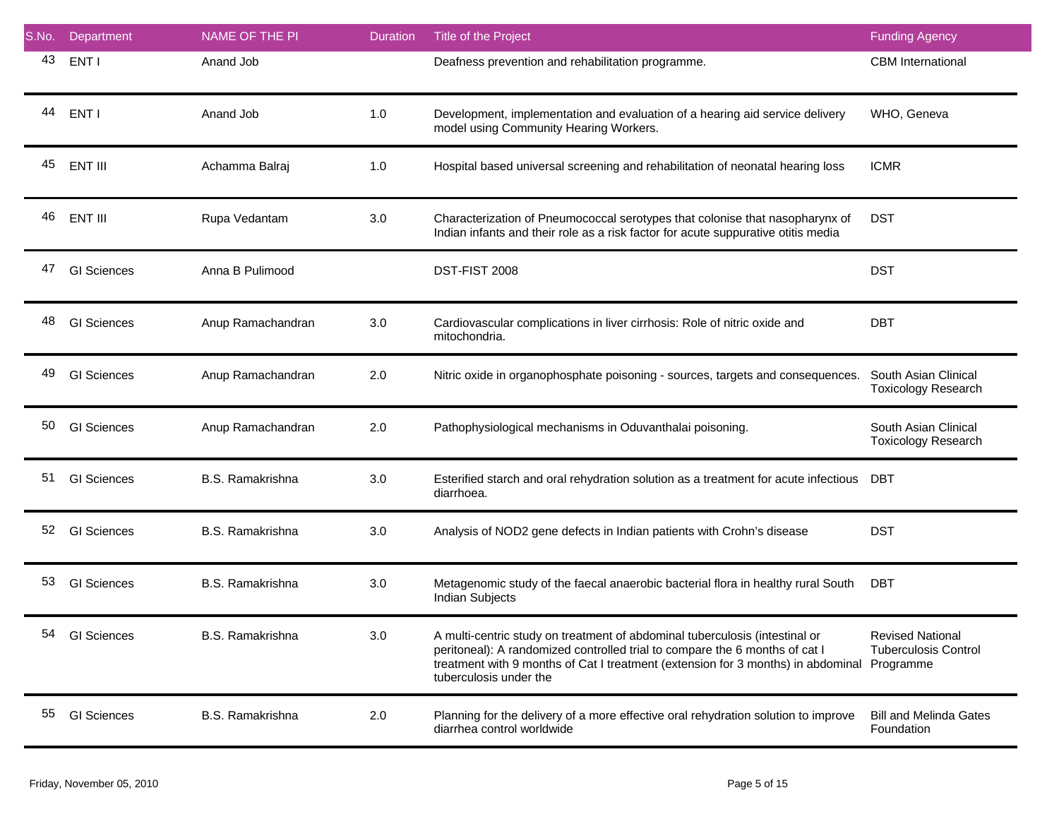| S.No. | Department | NAME OF THE PI | Duration | Title of the Project | Funding Agency |
|---|---|---|---|---|---|
| 43 | ENT I | Anand Job | | Deafness prevention and rehabilitation programme. | CBM International |
| 44 | ENT I | Anand Job | 1.0 | Development, implementation and evaluation of a hearing aid service delivery model using Community Hearing Workers. | WHO, Geneva |
| 45 | ENT III | Achamma Balraj | 1.0 | Hospital based universal screening and rehabilitation of neonatal hearing loss | ICMR |
| 46 | ENT III | Rupa Vedantam | 3.0 | Characterization of Pneumococcal serotypes that colonise that nasopharynx of Indian infants and their role as a risk factor for acute suppurative otitis media | DST |
| 47 | GI Sciences | Anna B Pulimood | | DST-FIST 2008 | DST |
| 48 | GI Sciences | Anup Ramachandran | 3.0 | Cardiovascular complications in liver cirrhosis: Role of nitric oxide and mitochondria. | DBT |
| 49 | GI Sciences | Anup Ramachandran | 2.0 | Nitric oxide in organophosphate poisoning - sources, targets and consequences. | South Asian Clinical Toxicology Research |
| 50 | GI Sciences | Anup Ramachandran | 2.0 | Pathophysiological mechanisms in Oduvanthalai poisoning. | South Asian Clinical Toxicology Research |
| 51 | GI Sciences | B.S. Ramakrishna | 3.0 | Esterified starch and oral rehydration solution as a treatment for acute infectious diarrhoea. | DBT |
| 52 | GI Sciences | B.S. Ramakrishna | 3.0 | Analysis of NOD2 gene defects in Indian patients with Crohn's disease | DST |
| 53 | GI Sciences | B.S. Ramakrishna | 3.0 | Metagenomic study of the faecal anaerobic bacterial flora in healthy rural South Indian Subjects | DBT |
| 54 | GI Sciences | B.S. Ramakrishna | 3.0 | A multi-centric study on treatment of abdominal tuberculosis (intestinal or peritoneal): A randomized controlled trial to compare the 6 months of cat I treatment with 9 months of Cat I treatment (extension for 3 months) in abdominal tuberculosis under the | Revised National Tuberculosis Control Programme |
| 55 | GI Sciences | B.S. Ramakrishna | 2.0 | Planning for the delivery of a more effective oral rehydration solution to improve diarrhea control worldwide | Bill and Melinda Gates Foundation |

Friday, November 05, 2010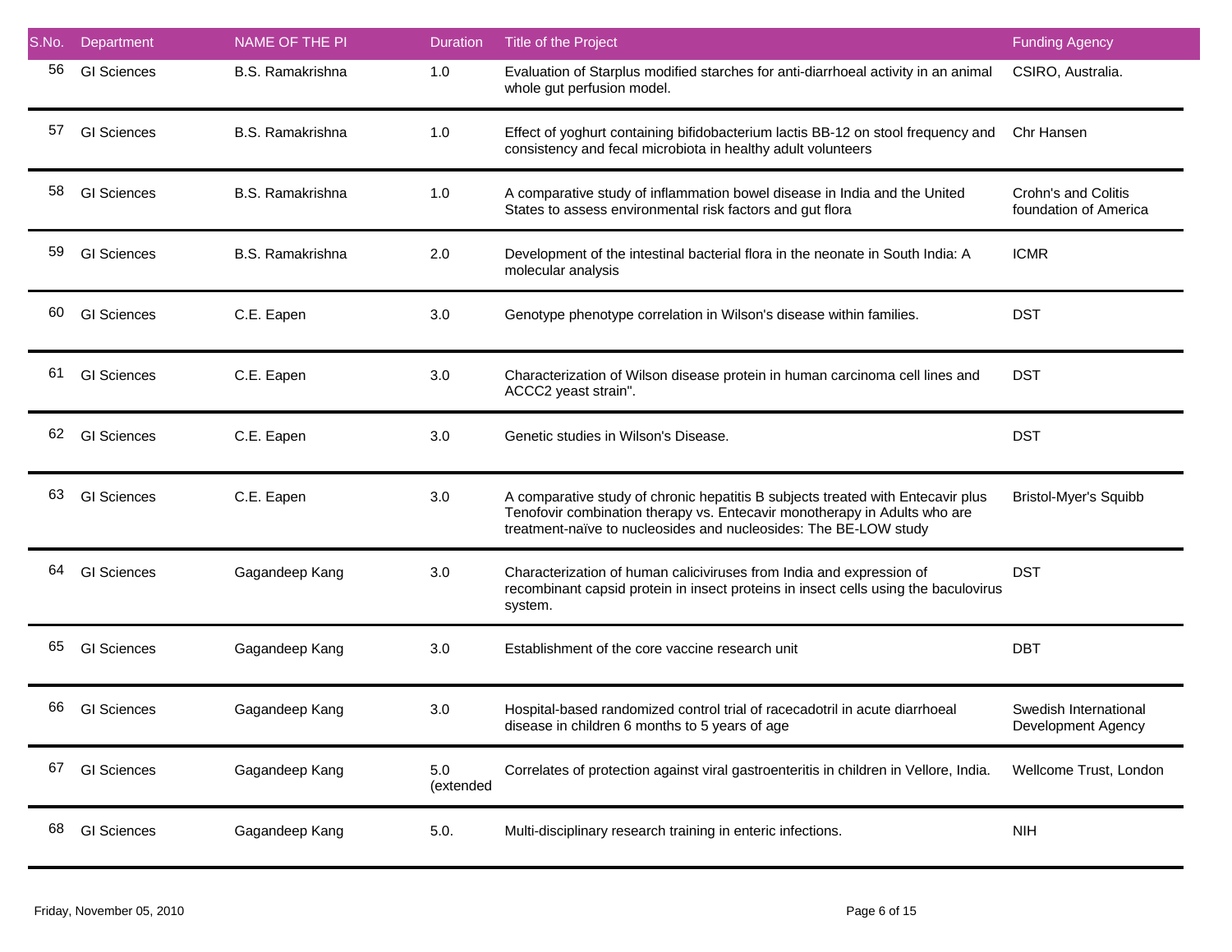| S.No. | Department | NAME OF THE PI | Duration | Title of the Project | Funding Agency |
|---|---|---|---|---|---|
| 56 | GI Sciences | B.S. Ramakrishna | 1.0 | Evaluation of Starplus modified starches for anti-diarrhoeal activity in an animal whole gut perfusion model. | CSIRO, Australia. |
| 57 | GI Sciences | B.S. Ramakrishna | 1.0 | Effect of yoghurt containing bifidobacterium lactis BB-12 on stool frequency and consistency and fecal microbiota in healthy adult volunteers | Chr Hansen |
| 58 | GI Sciences | B.S. Ramakrishna | 1.0 | A comparative study of inflammation bowel disease in India and the United States to assess environmental risk factors and gut flora | Crohn's and Colitis foundation of America |
| 59 | GI Sciences | B.S. Ramakrishna | 2.0 | Development of the intestinal bacterial flora in the neonate in South India: A molecular analysis | ICMR |
| 60 | GI Sciences | C.E. Eapen | 3.0 | Genotype phenotype correlation in Wilson's disease within families. | DST |
| 61 | GI Sciences | C.E. Eapen | 3.0 | Characterization of Wilson disease protein in human carcinoma cell lines and ACCC2 yeast strain". | DST |
| 62 | GI Sciences | C.E. Eapen | 3.0 | Genetic studies in Wilson's Disease. | DST |
| 63 | GI Sciences | C.E. Eapen | 3.0 | A comparative study of chronic hepatitis B subjects treated with Entecavir plus Tenofovir combination therapy vs. Entecavir monotherapy in Adults who are treatment-naïve to nucleosides and nucleosides: The BE-LOW study | Bristol-Myer's Squibb |
| 64 | GI Sciences | Gagandeep Kang | 3.0 | Characterization of human caliciviruses from India and expression of recombinant capsid protein in insect proteins in insect cells using the baculovirus system. | DST |
| 65 | GI Sciences | Gagandeep Kang | 3.0 | Establishment of the core vaccine research unit | DBT |
| 66 | GI Sciences | Gagandeep Kang | 3.0 | Hospital-based randomized control trial of racecadotril in acute diarrhoeal disease in children 6 months to 5 years of age | Swedish International Development Agency |
| 67 | GI Sciences | Gagandeep Kang | 5.0 (extended | Correlates of protection against viral gastroenteritis in children in Vellore, India. | Wellcome Trust, London |
| 68 | GI Sciences | Gagandeep Kang | 5.0. | Multi-disciplinary research training in enteric infections. | NIH |

Friday, November 05, 2010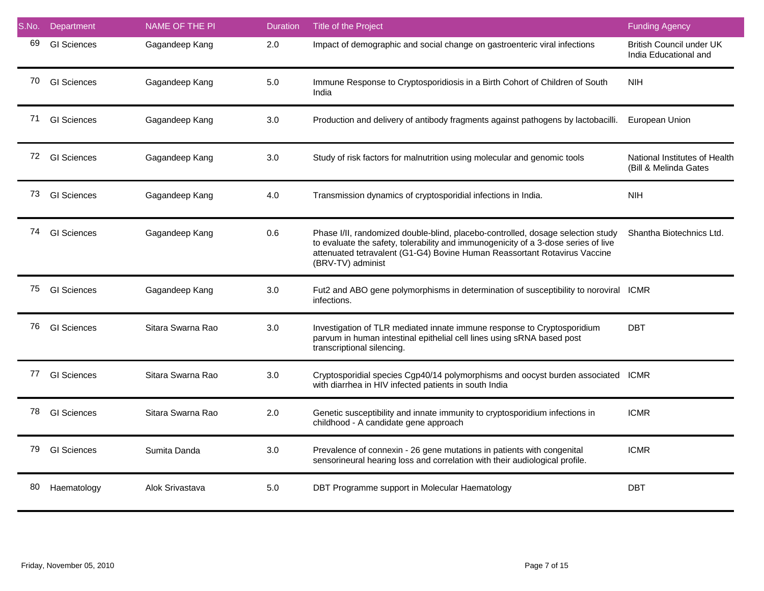| S.No. | Department | NAME OF THE PI | Duration | Title of the Project | Funding Agency |
|---|---|---|---|---|---|
| 69 | GI Sciences | Gagandeep Kang | 2.0 | Impact of demographic and social change on gastroenteric viral infections | British Council under UK India Educational and |
| 70 | GI Sciences | Gagandeep Kang | 5.0 | Immune Response to Cryptosporidiosis in a Birth Cohort of Children of South India | NIH |
| 71 | GI Sciences | Gagandeep Kang | 3.0 | Production and delivery of antibody fragments against pathogens by lactobacilli. | European Union |
| 72 | GI Sciences | Gagandeep Kang | 3.0 | Study of risk factors for malnutrition using molecular and genomic tools | National Institutes of Health (Bill & Melinda Gates |
| 73 | GI Sciences | Gagandeep Kang | 4.0 | Transmission dynamics of cryptosporidial infections in India. | NIH |
| 74 | GI Sciences | Gagandeep Kang | 0.6 | Phase I/II, randomized double-blind, placebo-controlled, dosage selection study to evaluate the safety, tolerability and immunogenicity of a 3-dose series of live attenuated tetravalent (G1-G4) Bovine Human Reassortant Rotavirus Vaccine (BRV-TV) administ | Shantha Biotechnics Ltd. |
| 75 | GI Sciences | Gagandeep Kang | 3.0 | Fut2 and ABO gene polymorphisms in determination of susceptibility to noroviral infections. | ICMR |
| 76 | GI Sciences | Sitara Swarna Rao | 3.0 | Investigation of TLR mediated innate immune response to Cryptosporidium parvum in human intestinal epithelial cell lines using sRNA based post transcriptional silencing. | DBT |
| 77 | GI Sciences | Sitara Swarna Rao | 3.0 | Cryptosporidial species Cgp40/14 polymorphisms and oocyst burden associated with diarrhea in HIV infected patients in south India | ICMR |
| 78 | GI Sciences | Sitara Swarna Rao | 2.0 | Genetic susceptibility and innate immunity to cryptosporidium infections in childhood - A candidate gene approach | ICMR |
| 79 | GI Sciences | Sumita Danda | 3.0 | Prevalence of connexin - 26 gene mutations in patients with congenital sensorineural hearing loss and correlation with their audiological profile. | ICMR |
| 80 | Haematology | Alok Srivastava | 5.0 | DBT Programme support in Molecular Haematology | DBT |

Friday, November 05, 2010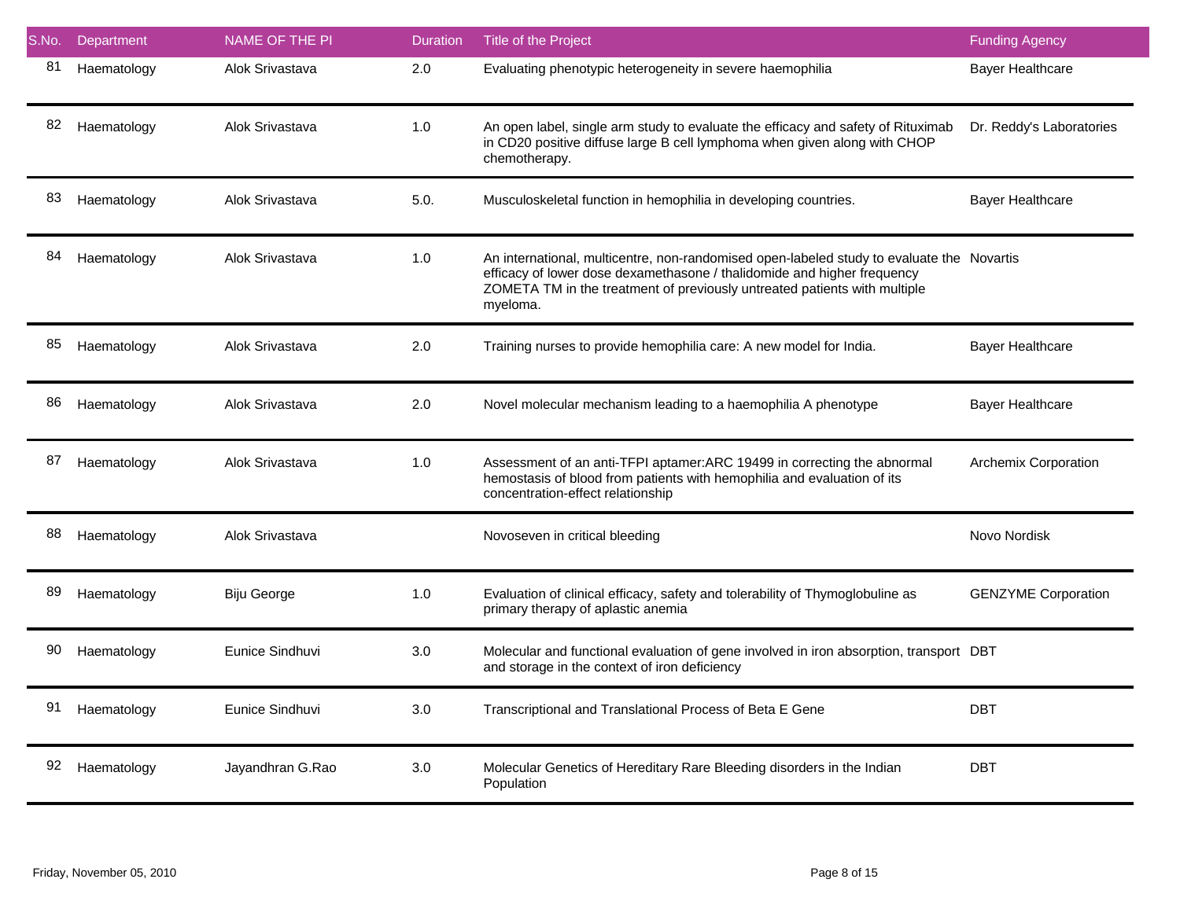| S.No. | Department | NAME OF THE PI | Duration | Title of the Project | Funding Agency |
|---|---|---|---|---|---|
| 81 | Haematology | Alok Srivastava | 2.0 | Evaluating phenotypic heterogeneity in severe haemophilia | Bayer Healthcare |
| 82 | Haematology | Alok Srivastava | 1.0 | An open label, single arm study to evaluate the efficacy and safety of Rituximab in CD20 positive diffuse large B cell lymphoma when given along with CHOP chemotherapy. | Dr. Reddy's Laboratories |
| 83 | Haematology | Alok Srivastava | 5.0. | Musculoskeletal function in hemophilia in developing countries. | Bayer Healthcare |
| 84 | Haematology | Alok Srivastava | 1.0 | An international, multicentre, non-randomised open-labeled study to evaluate the efficacy of lower dose dexamethasone / thalidomide and higher frequency ZOMETA TM in the treatment of previously untreated patients with multiple myeloma. | Novartis |
| 85 | Haematology | Alok Srivastava | 2.0 | Training nurses to provide hemophilia care: A new model for India. | Bayer Healthcare |
| 86 | Haematology | Alok Srivastava | 2.0 | Novel molecular mechanism leading to a haemophilia A phenotype | Bayer Healthcare |
| 87 | Haematology | Alok Srivastava | 1.0 | Assessment of an anti-TFPI aptamer:ARC 19499 in correcting the abnormal hemostasis of blood from patients with hemophilia and evaluation of its concentration-effect relationship | Archemix Corporation |
| 88 | Haematology | Alok Srivastava | | Novoseven in critical bleeding | Novo Nordisk |
| 89 | Haematology | Biju George | 1.0 | Evaluation of clinical efficacy, safety and tolerability of Thymoglobuline as primary therapy of aplastic anemia | GENZYME Corporation |
| 90 | Haematology | Eunice Sindhuvi | 3.0 | Molecular and functional evaluation of gene involved in iron absorption, transport and storage in the context of iron deficiency | DBT |
| 91 | Haematology | Eunice Sindhuvi | 3.0 | Transcriptional and Translational Process of Beta E Gene | DBT |
| 92 | Haematology | Jayandhran G.Rao | 3.0 | Molecular Genetics of Hereditary Rare Bleeding disorders in the Indian Population | DBT |

Friday, November 05, 2010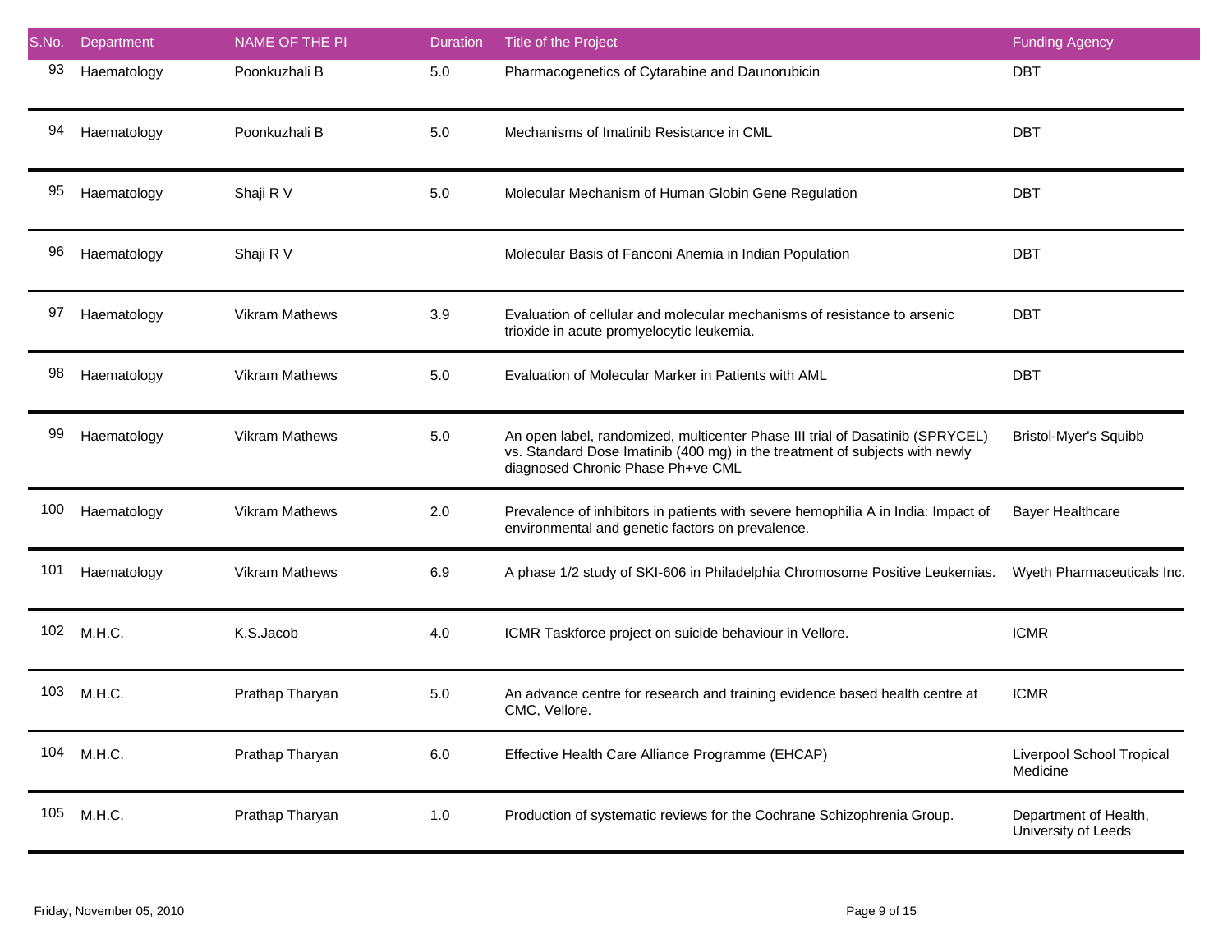| S.No. | Department | NAME OF THE PI | Duration | Title of the Project | Funding Agency |
|---|---|---|---|---|---|
| 93 | Haematology | Poonkuzhali B | 5.0 | Pharmacogenetics of Cytarabine and Daunorubicin | DBT |
| 94 | Haematology | Poonkuzhali B | 5.0 | Mechanisms of Imatinib Resistance in CML | DBT |
| 95 | Haematology | Shaji R V | 5.0 | Molecular Mechanism of Human Globin Gene Regulation | DBT |
| 96 | Haematology | Shaji R V | | Molecular Basis of Fanconi Anemia in Indian Population | DBT |
| 97 | Haematology | Vikram Mathews | 3.9 | Evaluation of cellular and molecular mechanisms of resistance to arsenic trioxide in acute promyelocytic leukemia. | DBT |
| 98 | Haematology | Vikram Mathews | 5.0 | Evaluation of Molecular Marker in Patients with AML | DBT |
| 99 | Haematology | Vikram Mathews | 5.0 | An open label, randomized, multicenter Phase III trial of Dasatinib (SPRYCEL) vs. Standard Dose Imatinib (400 mg) in the treatment of subjects with newly diagnosed Chronic Phase Ph+ve CML | Bristol-Myer's Squibb |
| 100 | Haematology | Vikram Mathews | 2.0 | Prevalence of inhibitors in patients with severe hemophilia A in India: Impact of environmental and genetic factors on prevalence. | Bayer Healthcare |
| 101 | Haematology | Vikram Mathews | 6.9 | A phase 1/2 study of SKI-606 in Philadelphia Chromosome Positive Leukemias. | Wyeth Pharmaceuticals Inc. |
| 102 | M.H.C. | K.S.Jacob | 4.0 | ICMR Taskforce project on suicide behaviour in Vellore. | ICMR |
| 103 | M.H.C. | Prathap Tharyan | 5.0 | An advance centre for research and training evidence based health centre at CMC, Vellore. | ICMR |
| 104 | M.H.C. | Prathap Tharyan | 6.0 | Effective Health Care Alliance Programme (EHCAP) | Liverpool School Tropical Medicine |
| 105 | M.H.C. | Prathap Tharyan | 1.0 | Production of systematic reviews for the Cochrane Schizophrenia Group. | Department of Health, University of Leeds |

Friday, November 05, 2010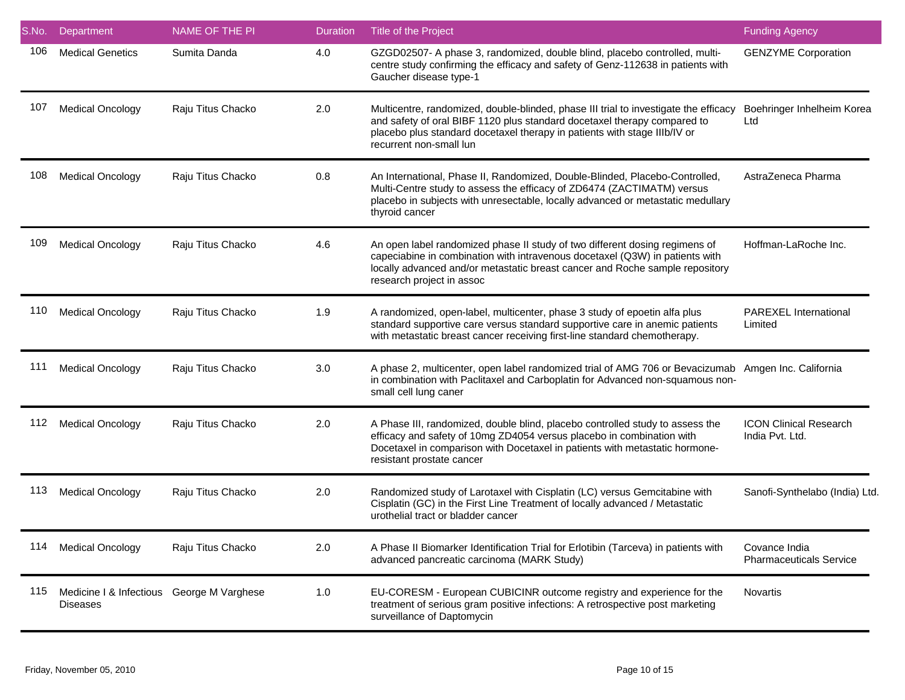| S.No. | Department | NAME OF THE PI | Duration | Title of the Project | Funding Agency |
|---|---|---|---|---|---|
| 106 | Medical Genetics | Sumita Danda | 4.0 | GZGD02507- A phase 3, randomized, double blind, placebo controlled, multi-centre study confirming the efficacy and safety of Genz-112638 in patients with Gaucher disease type-1 | GENZYME Corporation |
| 107 | Medical Oncology | Raju Titus Chacko | 2.0 | Multicentre, randomized, double-blinded, phase III trial to investigate the efficacy and safety of oral BIBF 1120 plus standard docetaxel therapy compared to placebo plus standard docetaxel therapy in patients with stage IIIb/IV or recurrent non-small lun | Boehringer Inhelheim Korea Ltd |
| 108 | Medical Oncology | Raju Titus Chacko | 0.8 | An International, Phase II, Randomized, Double-Blinded, Placebo-Controlled, Multi-Centre study to assess the efficacy of ZD6474 (ZACTIMATM) versus placebo in subjects with unresectable, locally advanced or metastatic medullary thyroid cancer | AstraZeneca Pharma |
| 109 | Medical Oncology | Raju Titus Chacko | 4.6 | An open label randomized phase II study of two different dosing regimens of capeciabine in combination with intravenous docetaxel (Q3W) in patients with locally advanced and/or metastatic breast cancer and Roche sample repository research project in assoc | Hoffman-LaRoche Inc. |
| 110 | Medical Oncology | Raju Titus Chacko | 1.9 | A randomized, open-label, multicenter, phase 3 study of epoetin alfa plus standard supportive care versus standard supportive care in anemic patients with metastatic breast cancer receiving first-line standard chemotherapy. | PAREXEL International Limited |
| 111 | Medical Oncology | Raju Titus Chacko | 3.0 | A phase 2, multicenter, open label randomized trial of AMG 706 or Bevacizumab in combination with Paclitaxel and Carboplatin for Advanced non-squamous non-small cell lung caner | Amgen Inc. California |
| 112 | Medical Oncology | Raju Titus Chacko | 2.0 | A Phase III, randomized, double blind, placebo controlled study to assess the efficacy and safety of 10mg ZD4054 versus placebo in combination with Docetaxel in comparison with Docetaxel in patients with metastatic hormone-resistant prostate cancer | ICON Clinical Research India Pvt. Ltd. |
| 113 | Medical Oncology | Raju Titus Chacko | 2.0 | Randomized study of Larotaxel with Cisplatin (LC) versus Gemcitabine with Cisplatin (GC) in the First Line Treatment of locally advanced / Metastatic urothelial tract or bladder cancer | Sanofi-Synthelabo (India) Ltd. |
| 114 | Medical Oncology | Raju Titus Chacko | 2.0 | A Phase II Biomarker Identification Trial for Erlotibin (Tarceva) in patients with advanced pancreatic carcinoma (MARK Study) | Covance India Pharmaceuticals Service |
| 115 | Medicine I & Infectious Diseases | George M Varghese | 1.0 | EU-CORESM - European CUBICINR outcome registry and experience for the treatment of serious gram positive infections: A retrospective post marketing surveillance of Daptomycin | Novartis |

Friday, November 05, 2010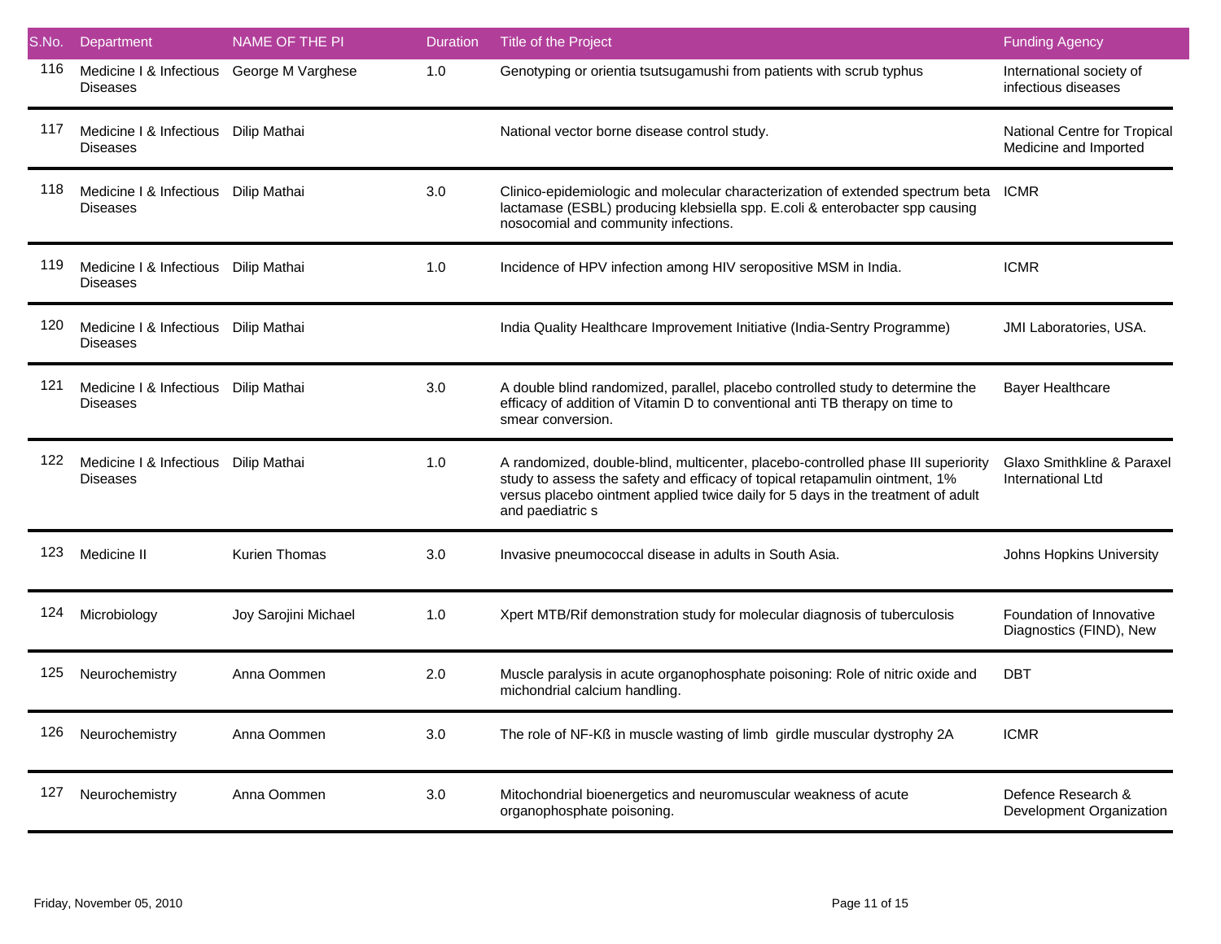| S.No. | Department | NAME OF THE PI | Duration | Title of the Project | Funding Agency |
|---|---|---|---|---|---|
| 116 | Medicine I & Infectious Diseases | George M Varghese | 1.0 | Genotyping or orientia tsutsugamushi from patients with scrub typhus | International society of infectious diseases |
| 117 | Medicine I & Infectious Diseases | Dilip Mathai | | National vector borne disease control study. | National Centre for Tropical Medicine and Imported |
| 118 | Medicine I & Infectious Diseases | Dilip Mathai | 3.0 | Clinico-epidemiologic and molecular characterization of extended spectrum beta lactamase (ESBL) producing klebsiella spp. E.coli & enterobacter spp causing nosocomial and community infections. | ICMR |
| 119 | Medicine I & Infectious Diseases | Dilip Mathai | 1.0 | Incidence of HPV infection among HIV seropositive MSM in India. | ICMR |
| 120 | Medicine I & Infectious Diseases | Dilip Mathai | | India Quality Healthcare Improvement Initiative (India-Sentry Programme) | JMI Laboratories, USA. |
| 121 | Medicine I & Infectious Diseases | Dilip Mathai | 3.0 | A double blind randomized, parallel, placebo controlled study to determine the efficacy of addition of Vitamin D to conventional anti TB therapy on time to smear conversion. | Bayer Healthcare |
| 122 | Medicine I & Infectious Diseases | Dilip Mathai | 1.0 | A randomized, double-blind, multicenter, placebo-controlled phase III superiority study to assess the safety and efficacy of topical retapamulin ointment, 1% versus placebo ointment applied twice daily for 5 days in the treatment of adult and paediatric s | Glaxo Smithkline & Paraxel International Ltd |
| 123 | Medicine II | Kurien Thomas | 3.0 | Invasive pneumococcal disease in adults in South Asia. | Johns Hopkins University |
| 124 | Microbiology | Joy Sarojini Michael | 1.0 | Xpert MTB/Rif demonstration study for molecular diagnosis of tuberculosis | Foundation of Innovative Diagnostics (FIND), New |
| 125 | Neurochemistry | Anna Oommen | 2.0 | Muscle paralysis in acute organophosphate poisoning: Role of nitric oxide and michondrial calcium handling. | DBT |
| 126 | Neurochemistry | Anna Oommen | 3.0 | The role of NF-Kß in muscle wasting of limb girdle muscular dystrophy 2A | ICMR |
| 127 | Neurochemistry | Anna Oommen | 3.0 | Mitochondrial bioenergetics and neuromuscular weakness of acute organophosphate poisoning. | Defence Research & Development Organization |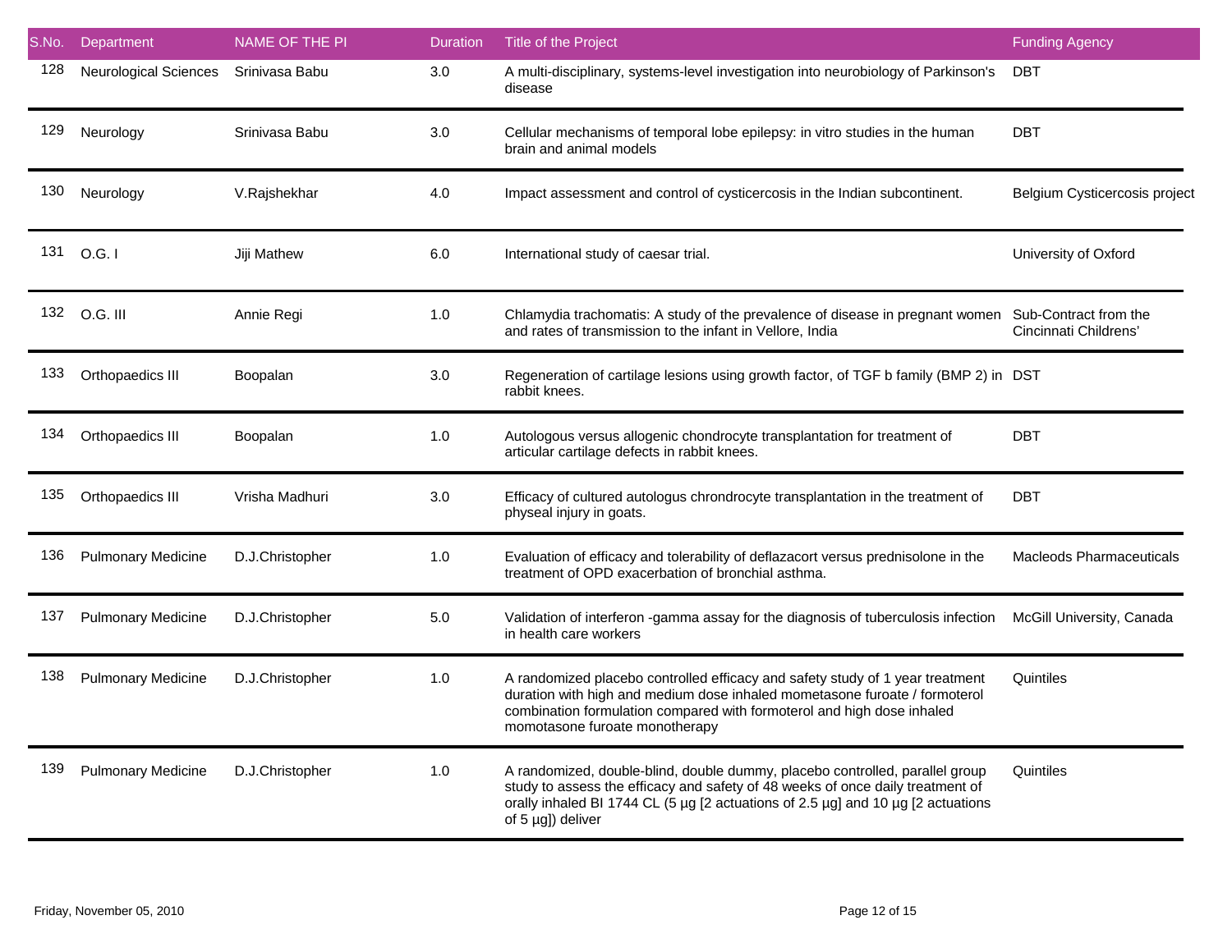| S.No. | Department | NAME OF THE PI | Duration | Title of the Project | Funding Agency |
|---|---|---|---|---|---|
| 128 | Neurological Sciences | Srinivasa Babu | 3.0 | A multi-disciplinary, systems-level investigation into neurobiology of Parkinson's disease | DBT |
| 129 | Neurology | Srinivasa Babu | 3.0 | Cellular mechanisms of temporal lobe epilepsy: in vitro studies in the human brain and animal models | DBT |
| 130 | Neurology | V.Rajshekhar | 4.0 | Impact assessment and control of cysticercosis in the Indian subcontinent. | Belgium Cysticercosis project |
| 131 | O.G. I | Jiji Mathew | 6.0 | International study of caesar trial. | University of Oxford |
| 132 | O.G. III | Annie Regi | 1.0 | Chlamydia trachomatis: A study of the prevalence of disease in pregnant women and rates of transmission to the infant in Vellore, India | Sub-Contract from the Cincinnati Childrens' |
| 133 | Orthopaedics III | Boopalan | 3.0 | Regeneration of cartilage lesions using growth factor, of TGF b family (BMP 2) in rabbit knees. | DST |
| 134 | Orthopaedics III | Boopalan | 1.0 | Autologous versus allogenic chondrocyte transplantation for treatment of articular cartilage defects in rabbit knees. | DBT |
| 135 | Orthopaedics III | Vrisha Madhuri | 3.0 | Efficacy of cultured autologus chrondrocyte transplantation in the treatment of physeal injury in goats. | DBT |
| 136 | Pulmonary Medicine | D.J.Christopher | 1.0 | Evaluation of efficacy and tolerability of deflazacort versus prednisolone in the treatment of OPD exacerbation of bronchial asthma. | Macleods Pharmaceuticals |
| 137 | Pulmonary Medicine | D.J.Christopher | 5.0 | Validation of interferon -gamma assay for the diagnosis of tuberculosis infection in health care workers | McGill University, Canada |
| 138 | Pulmonary Medicine | D.J.Christopher | 1.0 | A randomized placebo controlled efficacy and safety study of 1 year treatment duration with high and medium dose inhaled mometasone furoate / formoterol combination formulation compared with formoterol and high dose inhaled momotasone furoate monotherapy | Quintiles |
| 139 | Pulmonary Medicine | D.J.Christopher | 1.0 | A randomized, double-blind, double dummy, placebo controlled, parallel group study to assess the efficacy and safety of 48 weeks of once daily treatment of orally inhaled BI 1744 CL (5 µg [2 actuations of 2.5 µg] and 10 µg [2 actuations of 5 µg]) deliver | Quintiles |

Friday, November 05, 2010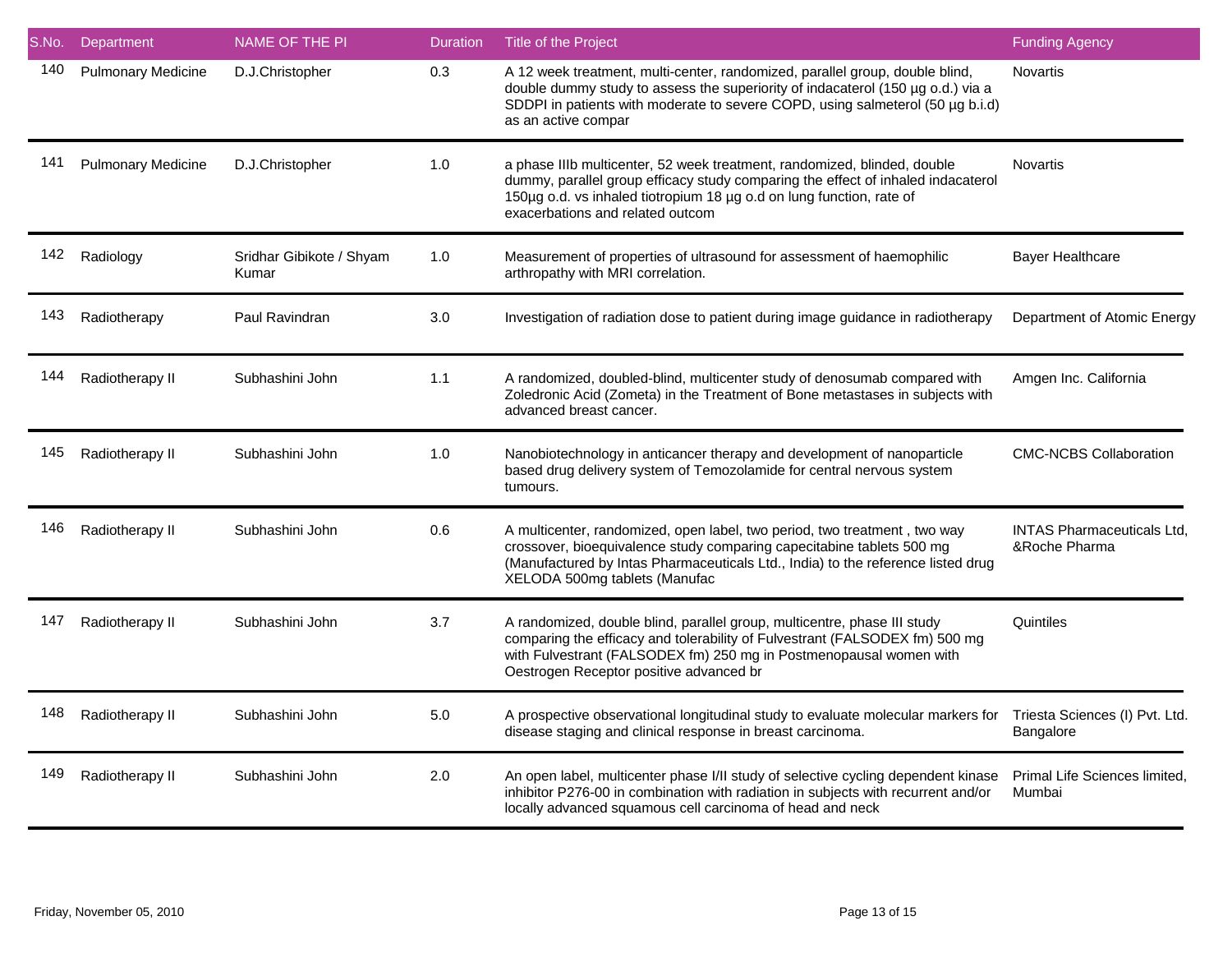| S.No. | Department | NAME OF THE PI | Duration | Title of the Project | Funding Agency |
|---|---|---|---|---|---|
| 140 | Pulmonary Medicine | D.J.Christopher | 0.3 | A 12 week treatment, multi-center, randomized, parallel group, double blind, double dummy study to assess the superiority of indacaterol (150 µg o.d.) via a SDDPI in patients with moderate to severe COPD, using salmeterol (50 µg b.i.d) as an active compar | Novartis |
| 141 | Pulmonary Medicine | D.J.Christopher | 1.0 | a phase IIIb multicenter, 52 week treatment, randomized, blinded, double dummy, parallel group efficacy study comparing the effect of inhaled indacaterol 150µg o.d. vs inhaled tiotropium 18 µg o.d on lung function, rate of exacerbations and related outcom | Novartis |
| 142 | Radiology | Sridhar Gibikote / Shyam Kumar | 1.0 | Measurement of properties of ultrasound for assessment of haemophilic arthropathy with MRI correlation. | Bayer Healthcare |
| 143 | Radiotherapy | Paul Ravindran | 3.0 | Investigation of radiation dose to patient during image guidance in radiotherapy | Department of Atomic Energy |
| 144 | Radiotherapy II | Subhashini John | 1.1 | A randomized, doubled-blind, multicenter study of denosumab compared with Zoledronic Acid (Zometa) in the Treatment of Bone metastases in subjects with advanced breast cancer. | Amgen Inc. California |
| 145 | Radiotherapy II | Subhashini John | 1.0 | Nanobiotechnology in anticancer therapy and development of nanoparticle based drug delivery system of Temozolamide for central nervous system tumours. | CMC-NCBS Collaboration |
| 146 | Radiotherapy II | Subhashini John | 0.6 | A multicenter, randomized, open label, two period, two treatment , two way crossover, bioequivalence study comparing capecitabine tablets 500 mg (Manufactured by Intas Pharmaceuticals Ltd., India) to the reference listed drug XELODA 500mg tablets (Manufac | INTAS Pharmaceuticals Ltd, &Roche Pharma |
| 147 | Radiotherapy II | Subhashini John | 3.7 | A randomized, double blind, parallel group, multicentre, phase III study comparing the efficacy and tolerability of Fulvestrant (FALSODEX fm) 500 mg with Fulvestrant (FALSODEX fm) 250 mg in Postmenopausal women with Oestrogen Receptor positive advanced br | Quintiles |
| 148 | Radiotherapy II | Subhashini John | 5.0 | A prospective observational longitudinal study to evaluate molecular markers for disease staging and clinical response in breast carcinoma. | Triesta Sciences (I) Pvt. Ltd. Bangalore |
| 149 | Radiotherapy II | Subhashini John | 2.0 | An open label, multicenter phase I/II study of selective cycling dependent kinase inhibitor P276-00 in combination with radiation in subjects with recurrent and/or locally advanced squamous cell carcinoma of head and neck | Primal Life Sciences limited, Mumbai |

Friday, November 05, 2010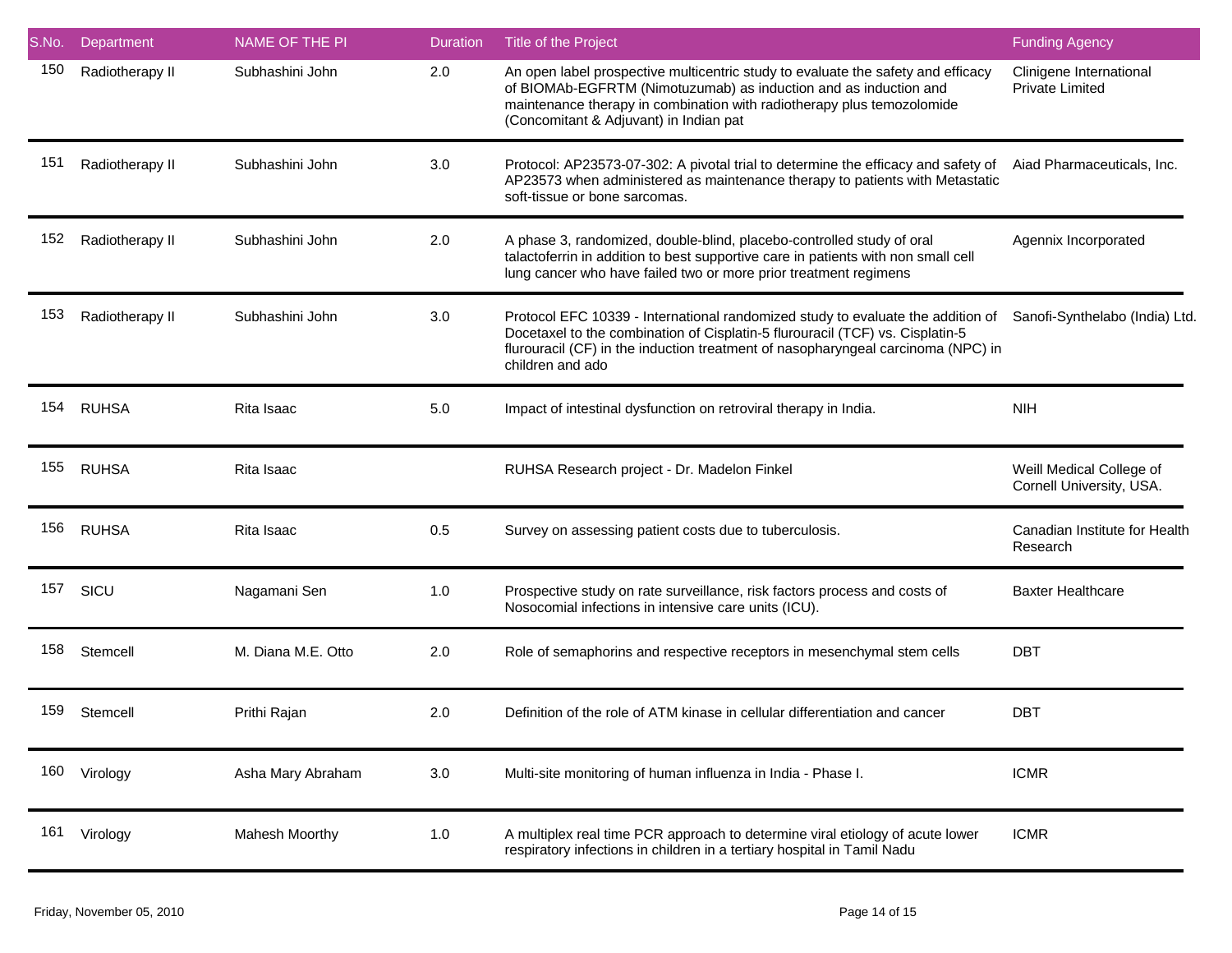| S.No. | Department | NAME OF THE PI | Duration | Title of the Project | Funding Agency |
|---|---|---|---|---|---|
| 150 | Radiotherapy II | Subhashini John | 2.0 | An open label prospective multicentric study to evaluate the safety and efficacy of BIOMAb-EGFRTM (Nimotuzumab) as induction and as induction and maintenance therapy in combination with radiotherapy plus temozolomide (Concomitant & Adjuvant) in Indian pat | Clinigene International Private Limited |
| 151 | Radiotherapy II | Subhashini John | 3.0 | Protocol: AP23573-07-302: A pivotal trial to determine the efficacy and safety of AP23573 when administered as maintenance therapy to patients with Metastatic soft-tissue or bone sarcomas. | Aiad Pharmaceuticals, Inc. |
| 152 | Radiotherapy II | Subhashini John | 2.0 | A phase 3, randomized, double-blind, placebo-controlled study of oral talactoferrin in addition to best supportive care in patients with non small cell lung cancer who have failed two or more prior treatment regimens | Agennix Incorporated |
| 153 | Radiotherapy II | Subhashini John | 3.0 | Protocol EFC 10339 - International randomized study to evaluate the addition of Docetaxel to the combination of Cisplatin-5 flurouracil (TCF) vs. Cisplatin-5 flurouracil (CF) in the induction treatment of nasopharyngeal carcinoma (NPC) in children and ado | Sanofi-Synthelabo (India) Ltd. |
| 154 | RUHSA | Rita Isaac | 5.0 | Impact of intestinal dysfunction on retroviral therapy in India. | NIH |
| 155 | RUHSA | Rita Isaac | | RUHSA Research project - Dr. Madelon Finkel | Weill Medical College of Cornell University, USA. |
| 156 | RUHSA | Rita Isaac | 0.5 | Survey on assessing patient costs due to tuberculosis. | Canadian Institute for Health Research |
| 157 | SICU | Nagamani Sen | 1.0 | Prospective study on rate surveillance, risk factors process and costs of Nosocomial infections in intensive care units (ICU). | Baxter Healthcare |
| 158 | Stemcell | M. Diana M.E. Otto | 2.0 | Role of semaphorins and respective receptors in mesenchymal stem cells | DBT |
| 159 | Stemcell | Prithi Rajan | 2.0 | Definition of the role of ATM kinase in cellular differentiation and cancer | DBT |
| 160 | Virology | Asha Mary Abraham | 3.0 | Multi-site monitoring of human influenza in India - Phase I. | ICMR |
| 161 | Virology | Mahesh Moorthy | 1.0 | A multiplex real time PCR approach to determine viral etiology of acute lower respiratory infections in children in a tertiary hospital in Tamil Nadu | ICMR |

Friday, November 05, 2010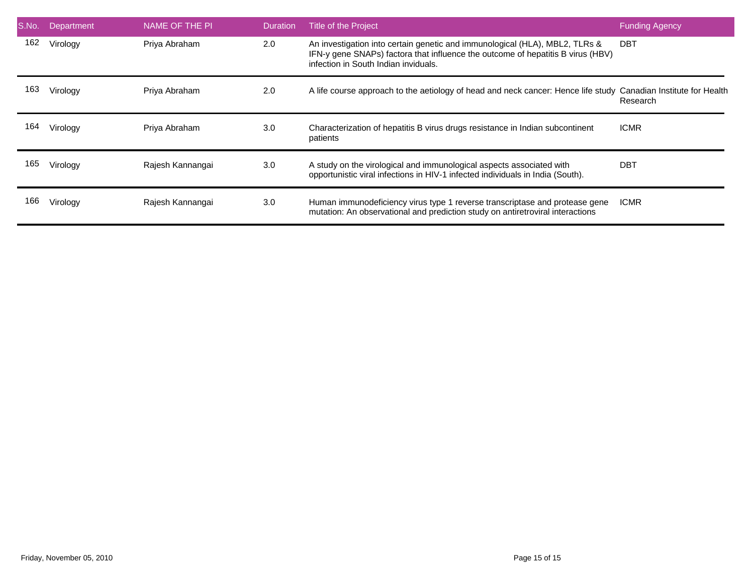| S.No. | Department | NAME OF THE PI | Duration | Title of the Project | Funding Agency |
|---|---|---|---|---|---|
| 162 | Virology | Priya Abraham | 2.0 | An investigation into certain genetic and immunological (HLA), MBL2, TLRs & IFN-y gene SNAPs) factora that influence the outcome of hepatitis B virus (HBV) infection in South Indian inviduals. | DBT |
| 163 | Virology | Priya Abraham | 2.0 | A life course approach to the aetiology of head and neck cancer: Hence life study | Canadian Institute for Health Research |
| 164 | Virology | Priya Abraham | 3.0 | Characterization of hepatitis B virus drugs resistance in Indian subcontinent patients | ICMR |
| 165 | Virology | Rajesh Kannangai | 3.0 | A study on the virological and immunological aspects associated with opportunistic viral infections in HIV-1 infected individuals in India (South). | DBT |
| 166 | Virology | Rajesh Kannangai | 3.0 | Human immunodeficiency virus type 1 reverse transcriptase and protease gene mutation: An observational and prediction study on antiretroviral interactions | ICMR |

Friday, November 05, 2010